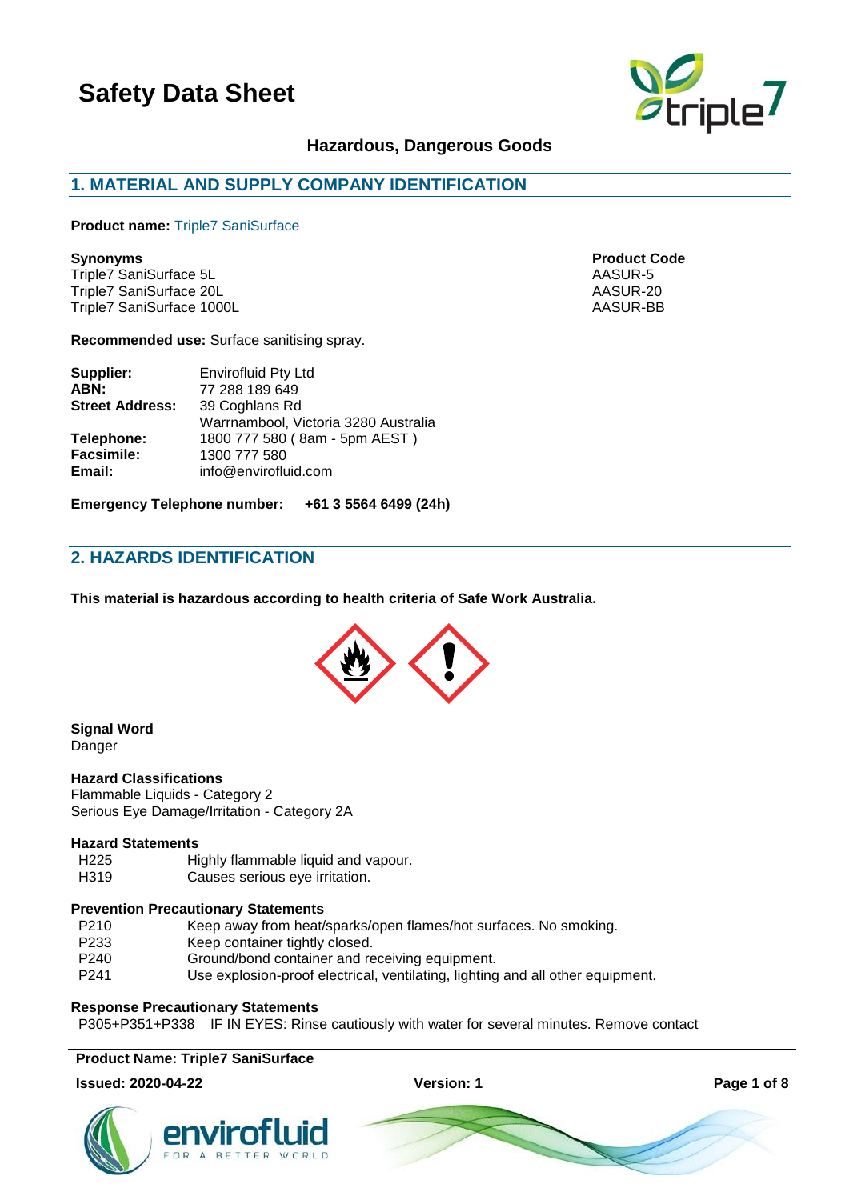# Safety Data Sheet

**Hazardous, Dangerous Goods**

## 1. MATERIAL AND SUPPLY COMPANY IDENTIFICATION

**Product name:** Triple7 SaniSurface

| Synonyms | Product Code |
|---|---|
| Triple7 SaniSurface 5L | AASUR-5 |
| Triple7 SaniSurface 20L | AASUR-20 |
| Triple7 SaniSurface 1000L | AASUR-BB |

**Recommended use:** Surface sanitising spray.

| | |
|---|---|
| **Supplier:** | Envirofluid Pty Ltd |
| **ABN:** | 77 288 189 649 |
| **Street Address:** | 39 Coghlans Rd |
| | Warrnambool, Victoria 3280 Australia |
| **Telephone:** | 1800 777 580 ( 8am - 5pm AEST ) |
| **Facsimile:** | 1300 777 580 |
| **Email:** | info@envirofluid.com |

**Emergency Telephone number: +61 3 5564 6499 (24h)**

## 2. HAZARDS IDENTIFICATION

**This material is hazardous according to health criteria of Safe Work Australia.**

**Signal Word**
Danger

**Hazard Classifications**
Flammable Liquids - Category 2
Serious Eye Damage/Irritation - Category 2A

**Hazard Statements**

| | |
|---|---|
| H225 | Highly flammable liquid and vapour. |
| H319 | Causes serious eye irritation. |

**Prevention Precautionary Statements**

| | |
|---|---|
| P210 | Keep away from heat/sparks/open flames/hot surfaces. No smoking. |
| P233 | Keep container tightly closed. |
| P240 | Ground/bond container and receiving equipment. |
| P241 | Use explosion-proof electrical, ventilating, lighting and all other equipment. |

**Response Precautionary Statements**

P305+P351+P338 IF IN EYES: Rinse cautiously with water for several minutes. Remove contact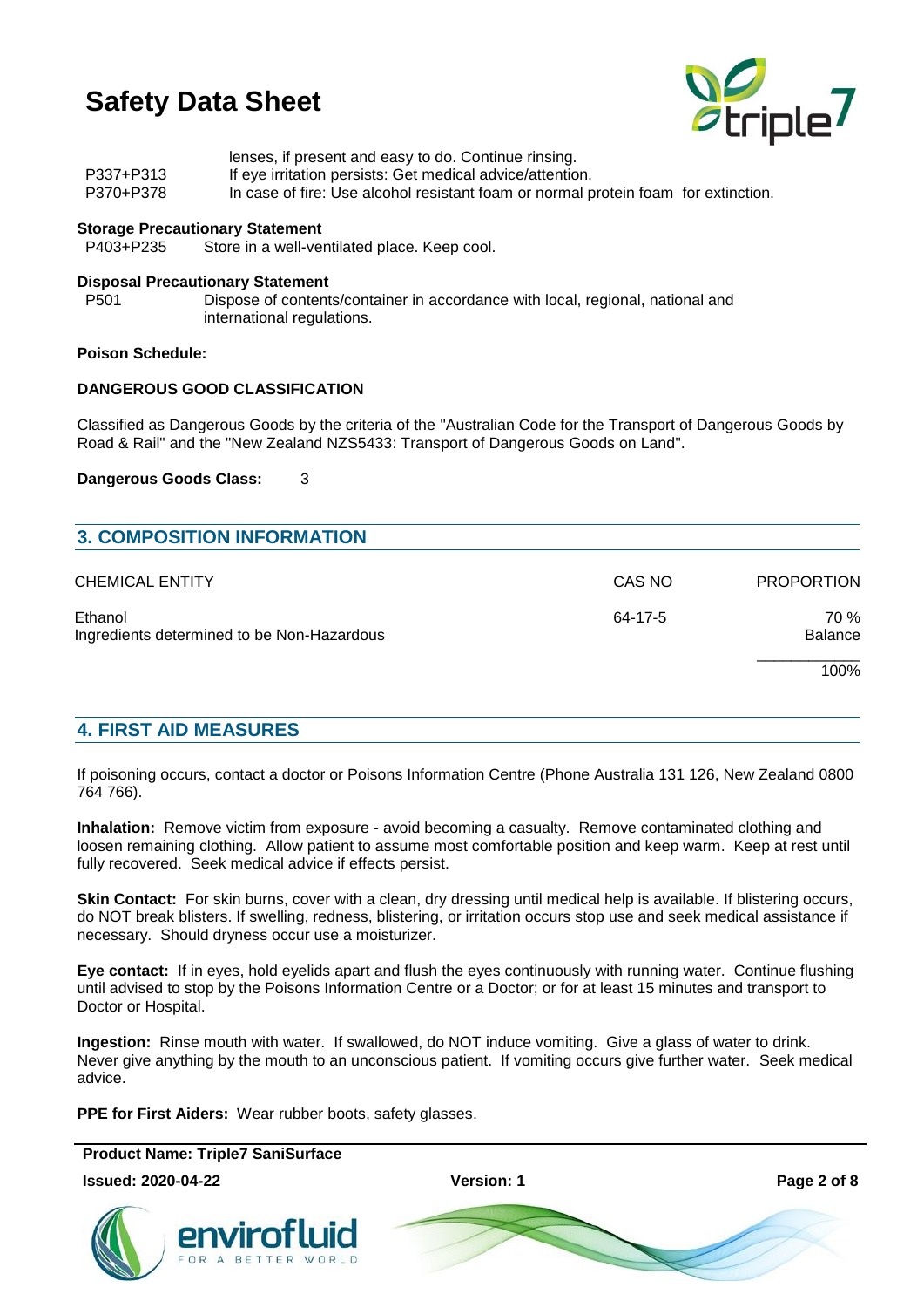lenses, if present and easy to do. Continue rinsing.

P337+P313 If eye irritation persists: Get medical advice/attention.

P370+P378 In case of fire: Use alcohol resistant foam or normal protein foam for extinction.

**Storage Precautionary Statement**

P403+P235 Store in a well-ventilated place. Keep cool.

**Disposal Precautionary Statement**

P501 Dispose of contents/container in accordance with local, regional, national and international regulations.

**Poison Schedule:**

**DANGEROUS GOOD CLASSIFICATION**

Classified as Dangerous Goods by the criteria of the "Australian Code for the Transport of Dangerous Goods by Road & Rail" and the "New Zealand NZS5433: Transport of Dangerous Goods on Land".

**Dangerous Goods Class:** 3

## 3. COMPOSITION INFORMATION

| CHEMICAL ENTITY | CAS NO | PROPORTION |
|---|---|---|
| Ethanol | 64-17-5 | 70 % |
| Ingredients determined to be Non-Hazardous | | Balance |
| | | 100% |

## 4. FIRST AID MEASURES

If poisoning occurs, contact a doctor or Poisons Information Centre (Phone Australia 131 126, New Zealand 0800 764 766).

**Inhalation:** Remove victim from exposure - avoid becoming a casualty. Remove contaminated clothing and loosen remaining clothing. Allow patient to assume most comfortable position and keep warm. Keep at rest until fully recovered. Seek medical advice if effects persist.

**Skin Contact:** For skin burns, cover with a clean, dry dressing until medical help is available. If blistering occurs, do NOT break blisters. If swelling, redness, blistering, or irritation occurs stop use and seek medical assistance if necessary. Should dryness occur use a moisturizer.

**Eye contact:** If in eyes, hold eyelids apart and flush the eyes continuously with running water. Continue flushing until advised to stop by the Poisons Information Centre or a Doctor; or for at least 15 minutes and transport to Doctor or Hospital.

**Ingestion:** Rinse mouth with water. If swallowed, do NOT induce vomiting. Give a glass of water to drink. Never give anything by the mouth to an unconscious patient. If vomiting occurs give further water. Seek medical advice.

**PPE for First Aiders:** Wear rubber boots, safety glasses.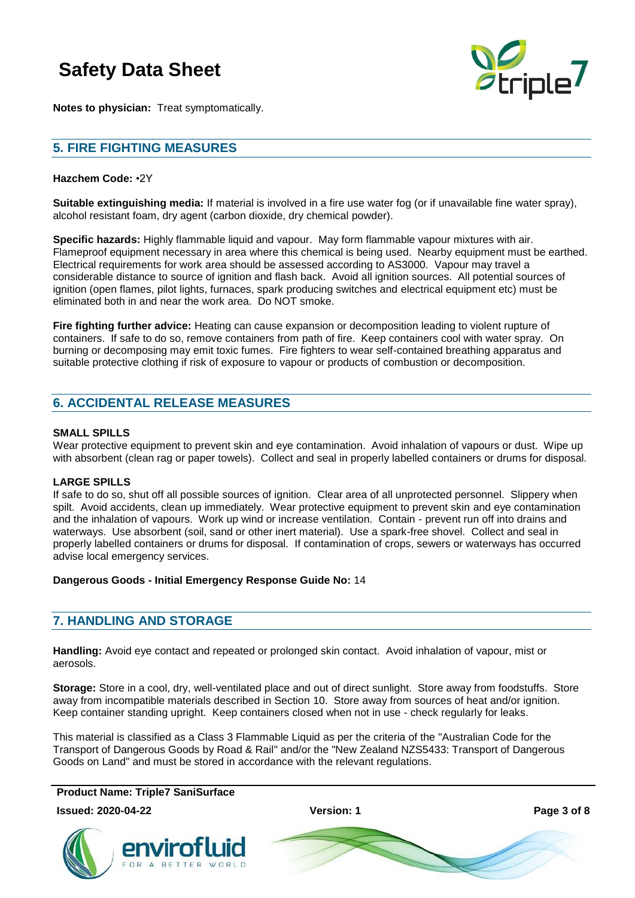**Notes to physician:** Treat symptomatically.

## 5. FIRE FIGHTING MEASURES

**Hazchem Code:** •2Y

**Suitable extinguishing media:** If material is involved in a fire use water fog (or if unavailable fine water spray), alcohol resistant foam, dry agent (carbon dioxide, dry chemical powder).

**Specific hazards:** Highly flammable liquid and vapour. May form flammable vapour mixtures with air. Flameproof equipment necessary in area where this chemical is being used. Nearby equipment must be earthed. Electrical requirements for work area should be assessed according to AS3000. Vapour may travel a considerable distance to source of ignition and flash back. Avoid all ignition sources. All potential sources of ignition (open flames, pilot lights, furnaces, spark producing switches and electrical equipment etc) must be eliminated both in and near the work area. Do NOT smoke.

**Fire fighting further advice:** Heating can cause expansion or decomposition leading to violent rupture of containers. If safe to do so, remove containers from path of fire. Keep containers cool with water spray. On burning or decomposing may emit toxic fumes. Fire fighters to wear self-contained breathing apparatus and suitable protective clothing if risk of exposure to vapour or products of combustion or decomposition.

## 6. ACCIDENTAL RELEASE MEASURES

**SMALL SPILLS**
Wear protective equipment to prevent skin and eye contamination. Avoid inhalation of vapours or dust. Wipe up with absorbent (clean rag or paper towels). Collect and seal in properly labelled containers or drums for disposal.

**LARGE SPILLS**
If safe to do so, shut off all possible sources of ignition. Clear area of all unprotected personnel. Slippery when spilt. Avoid accidents, clean up immediately. Wear protective equipment to prevent skin and eye contamination and the inhalation of vapours. Work up wind or increase ventilation. Contain - prevent run off into drains and waterways. Use absorbent (soil, sand or other inert material). Use a spark-free shovel. Collect and seal in properly labelled containers or drums for disposal. If contamination of crops, sewers or waterways has occurred advise local emergency services.

**Dangerous Goods - Initial Emergency Response Guide No:** 14

## 7. HANDLING AND STORAGE

**Handling:** Avoid eye contact and repeated or prolonged skin contact. Avoid inhalation of vapour, mist or aerosols.

**Storage:** Store in a cool, dry, well-ventilated place and out of direct sunlight. Store away from foodstuffs. Store away from incompatible materials described in Section 10. Store away from sources of heat and/or ignition. Keep container standing upright. Keep containers closed when not in use - check regularly for leaks.

This material is classified as a Class 3 Flammable Liquid as per the criteria of the "Australian Code for the Transport of Dangerous Goods by Road & Rail" and/or the "New Zealand NZS5433: Transport of Dangerous Goods on Land" and must be stored in accordance with the relevant regulations.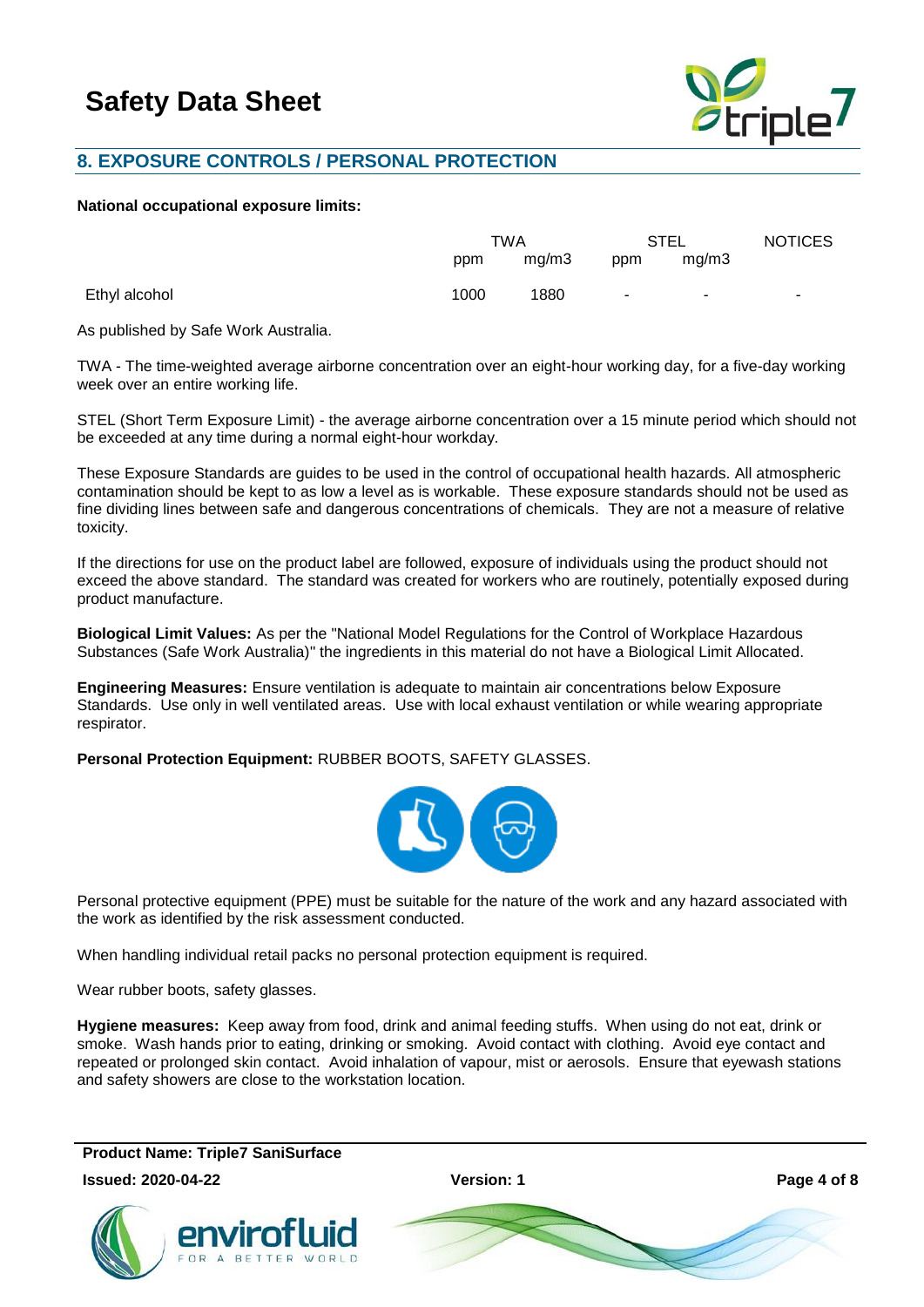## 8. EXPOSURE CONTROLS / PERSONAL PROTECTION

**National occupational exposure limits:**

| | TWA | | STEL | | NOTICES |
|---|---|---|---|---|---|
| | ppm | mg/m3 | ppm | mg/m3 | |
| Ethyl alcohol | 1000 | 1880 | - | - | - |

As published by Safe Work Australia.

TWA - The time-weighted average airborne concentration over an eight-hour working day, for a five-day working week over an entire working life.

STEL (Short Term Exposure Limit) - the average airborne concentration over a 15 minute period which should not be exceeded at any time during a normal eight-hour workday.

These Exposure Standards are guides to be used in the control of occupational health hazards. All atmospheric contamination should be kept to as low a level as is workable. These exposure standards should not be used as fine dividing lines between safe and dangerous concentrations of chemicals. They are not a measure of relative toxicity.

If the directions for use on the product label are followed, exposure of individuals using the product should not exceed the above standard. The standard was created for workers who are routinely, potentially exposed during product manufacture.

**Biological Limit Values:** As per the "National Model Regulations for the Control of Workplace Hazardous Substances (Safe Work Australia)" the ingredients in this material do not have a Biological Limit Allocated.

**Engineering Measures:** Ensure ventilation is adequate to maintain air concentrations below Exposure Standards. Use only in well ventilated areas. Use with local exhaust ventilation or while wearing appropriate respirator.

**Personal Protection Equipment:** RUBBER BOOTS, SAFETY GLASSES.

Personal protective equipment (PPE) must be suitable for the nature of the work and any hazard associated with the work as identified by the risk assessment conducted.

When handling individual retail packs no personal protection equipment is required.

Wear rubber boots, safety glasses.

**Hygiene measures:** Keep away from food, drink and animal feeding stuffs. When using do not eat, drink or smoke. Wash hands prior to eating, drinking or smoking. Avoid contact with clothing. Avoid eye contact and repeated or prolonged skin contact. Avoid inhalation of vapour, mist or aerosols. Ensure that eyewash stations and safety showers are close to the workstation location.

**Product Name: Triple7 SaniSurface**

**Issued: 2020-04-22** **Version: 1**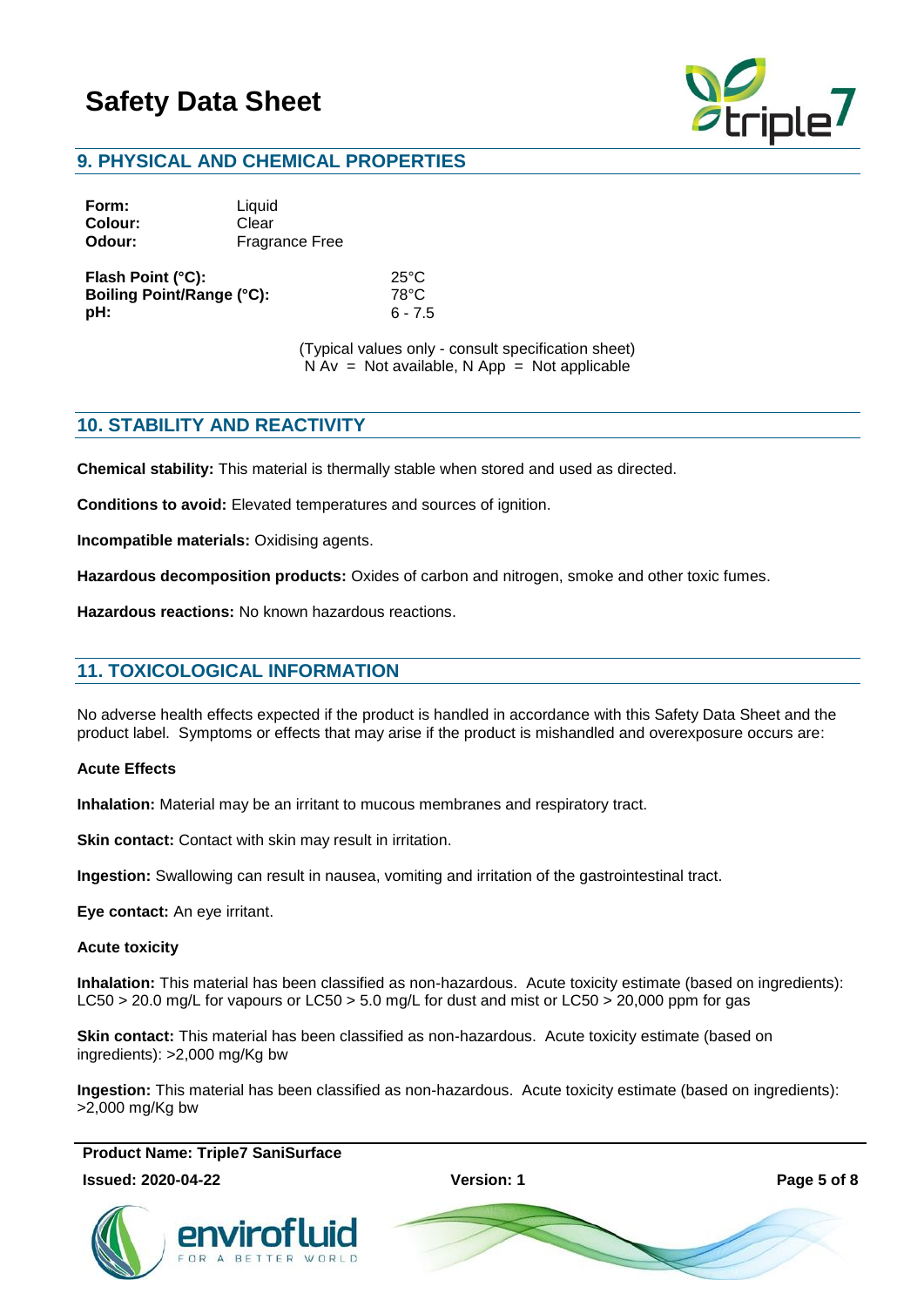## 9. PHYSICAL AND CHEMICAL PROPERTIES

| | |
|---|---|
| **Form:** | Liquid |
| **Colour:** | Clear |
| **Odour:** | Fragrance Free |

| | |
|---|---|
| **Flash Point (°C):** | 25°C |
| **Boiling Point/Range (°C):** | 78°C |
| **pH:** | 6 - 7.5 |

(Typical values only - consult specification sheet)
N Av = Not available, N App = Not applicable

## 10. STABILITY AND REACTIVITY

**Chemical stability:** This material is thermally stable when stored and used as directed.

**Conditions to avoid:** Elevated temperatures and sources of ignition.

**Incompatible materials:** Oxidising agents.

**Hazardous decomposition products:** Oxides of carbon and nitrogen, smoke and other toxic fumes.

**Hazardous reactions:** No known hazardous reactions.

## 11. TOXICOLOGICAL INFORMATION

No adverse health effects expected if the product is handled in accordance with this Safety Data Sheet and the product label. Symptoms or effects that may arise if the product is mishandled and overexposure occurs are:

**Acute Effects**

**Inhalation:** Material may be an irritant to mucous membranes and respiratory tract.

**Skin contact:** Contact with skin may result in irritation.

**Ingestion:** Swallowing can result in nausea, vomiting and irritation of the gastrointestinal tract.

**Eye contact:** An eye irritant.

**Acute toxicity**

**Inhalation:** This material has been classified as non-hazardous. Acute toxicity estimate (based on ingredients): LC50 > 20.0 mg/L for vapours or LC50 > 5.0 mg/L for dust and mist or LC50 > 20,000 ppm for gas

**Skin contact:** This material has been classified as non-hazardous. Acute toxicity estimate (based on ingredients): >2,000 mg/Kg bw

**Ingestion:** This material has been classified as non-hazardous. Acute toxicity estimate (based on ingredients): >2,000 mg/Kg bw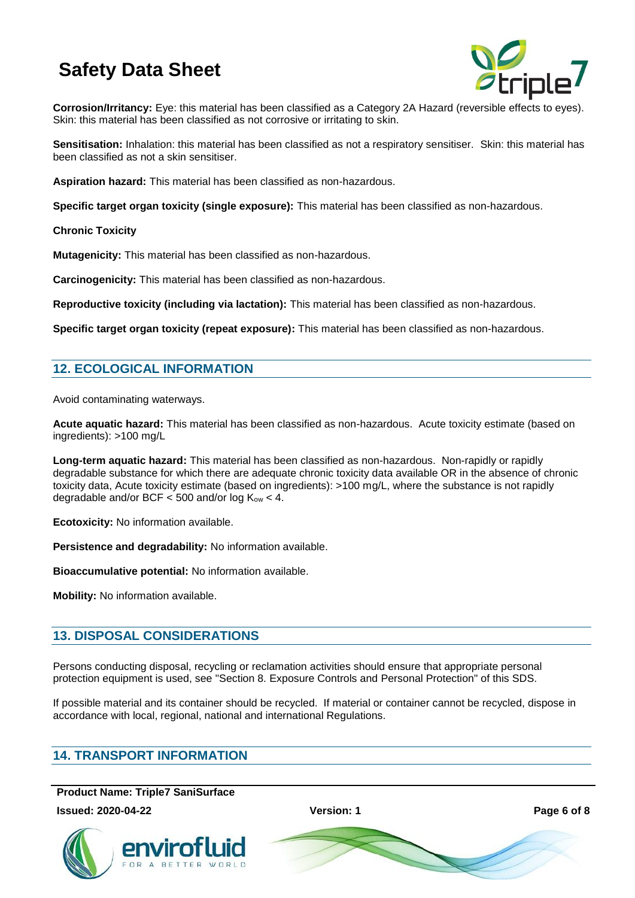**Corrosion/Irritancy:** Eye: this material has been classified as a Category 2A Hazard (reversible effects to eyes). Skin: this material has been classified as not corrosive or irritating to skin.

**Sensitisation:** Inhalation: this material has been classified as not a respiratory sensitiser. Skin: this material has been classified as not a skin sensitiser.

**Aspiration hazard:** This material has been classified as non-hazardous.

**Specific target organ toxicity (single exposure):** This material has been classified as non-hazardous.

**Chronic Toxicity**

**Mutagenicity:** This material has been classified as non-hazardous.

**Carcinogenicity:** This material has been classified as non-hazardous.

**Reproductive toxicity (including via lactation):** This material has been classified as non-hazardous.

**Specific target organ toxicity (repeat exposure):** This material has been classified as non-hazardous.

## 12. ECOLOGICAL INFORMATION

Avoid contaminating waterways.

**Acute aquatic hazard:** This material has been classified as non-hazardous. Acute toxicity estimate (based on ingredients): >100 mg/L

**Long-term aquatic hazard:** This material has been classified as non-hazardous. Non-rapidly or rapidly degradable substance for which there are adequate chronic toxicity data available OR in the absence of chronic toxicity data, Acute toxicity estimate (based on ingredients): >100 mg/L, where the substance is not rapidly degradable and/or BCF < 500 and/or log $K_{ow}$ < 4.

**Ecotoxicity:** No information available.

**Persistence and degradability:** No information available.

**Bioaccumulative potential:** No information available.

**Mobility:** No information available.

## 13. DISPOSAL CONSIDERATIONS

Persons conducting disposal, recycling or reclamation activities should ensure that appropriate personal protection equipment is used, see "Section 8. Exposure Controls and Personal Protection" of this SDS.

If possible material and its container should be recycled. If material or container cannot be recycled, dispose in accordance with local, regional, national and international Regulations.

## 14. TRANSPORT INFORMATION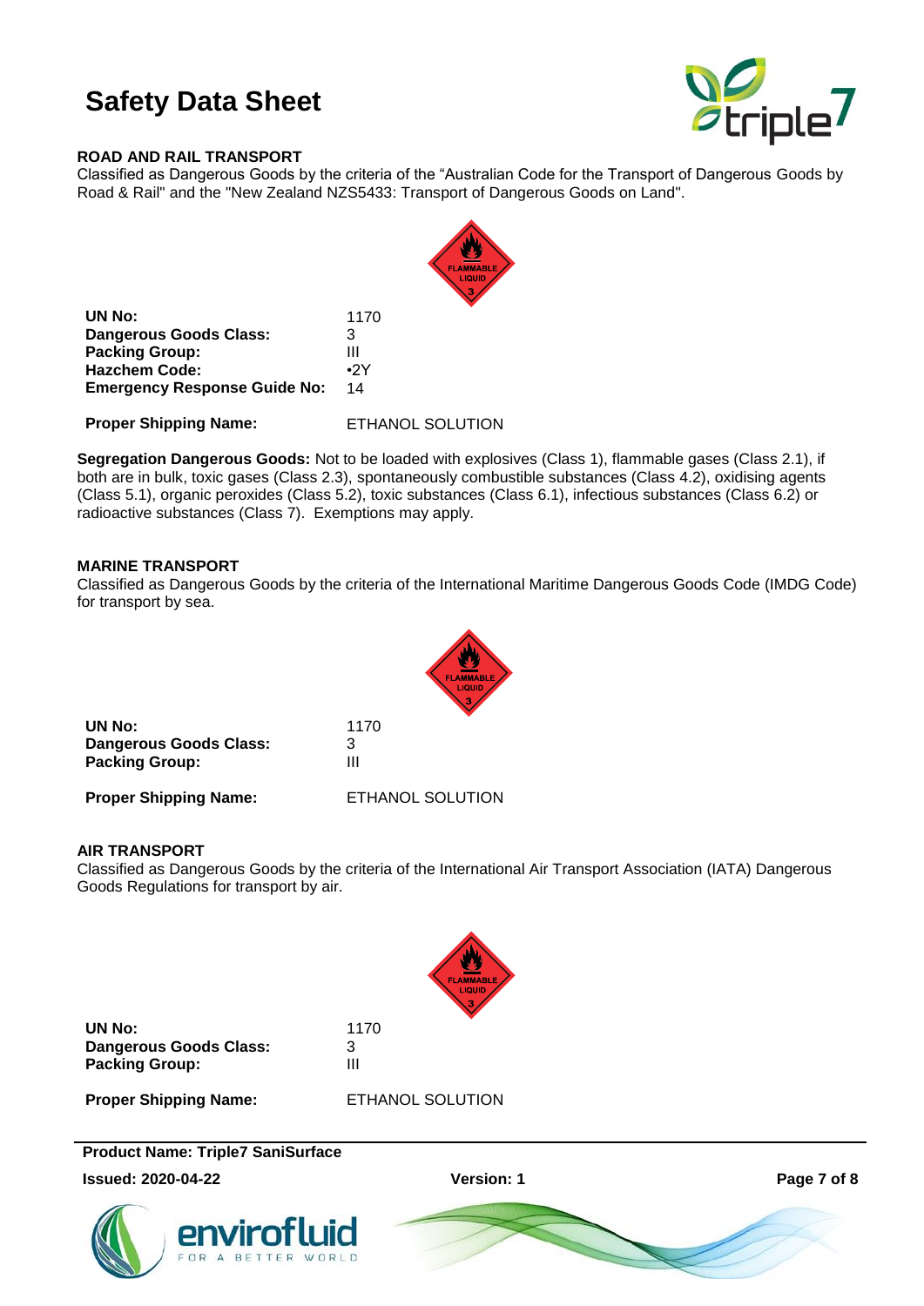### ROAD AND RAIL TRANSPORT

Classified as Dangerous Goods by the criteria of the "Australian Code for the Transport of Dangerous Goods by Road & Rail" and the "New Zealand NZS5433: Transport of Dangerous Goods on Land".

| | |
|---|---|
| **UN No:** | 1170 |
| **Dangerous Goods Class:** | 3 |
| **Packing Group:** | III |
| **Hazchem Code:** | •2Y |
| **Emergency Response Guide No:** | 14 |

**Proper Shipping Name:** ETHANOL SOLUTION

**Segregation Dangerous Goods:** Not to be loaded with explosives (Class 1), flammable gases (Class 2.1), if both are in bulk, toxic gases (Class 2.3), spontaneously combustible substances (Class 4.2), oxidising agents (Class 5.1), organic peroxides (Class 5.2), toxic substances (Class 6.1), infectious substances (Class 6.2) or radioactive substances (Class 7). Exemptions may apply.

### MARINE TRANSPORT

Classified as Dangerous Goods by the criteria of the International Maritime Dangerous Goods Code (IMDG Code) for transport by sea.

| | |
|---|---|
| **UN No:** | 1170 |
| **Dangerous Goods Class:** | 3 |
| **Packing Group:** | III |

**Proper Shipping Name:** ETHANOL SOLUTION

### AIR TRANSPORT

Classified as Dangerous Goods by the criteria of the International Air Transport Association (IATA) Dangerous Goods Regulations for transport by air.

| | |
|---|---|
| **UN No:** | 1170 |
| **Dangerous Goods Class:** | 3 |
| **Packing Group:** | III |

**Proper Shipping Name:** ETHANOL SOLUTION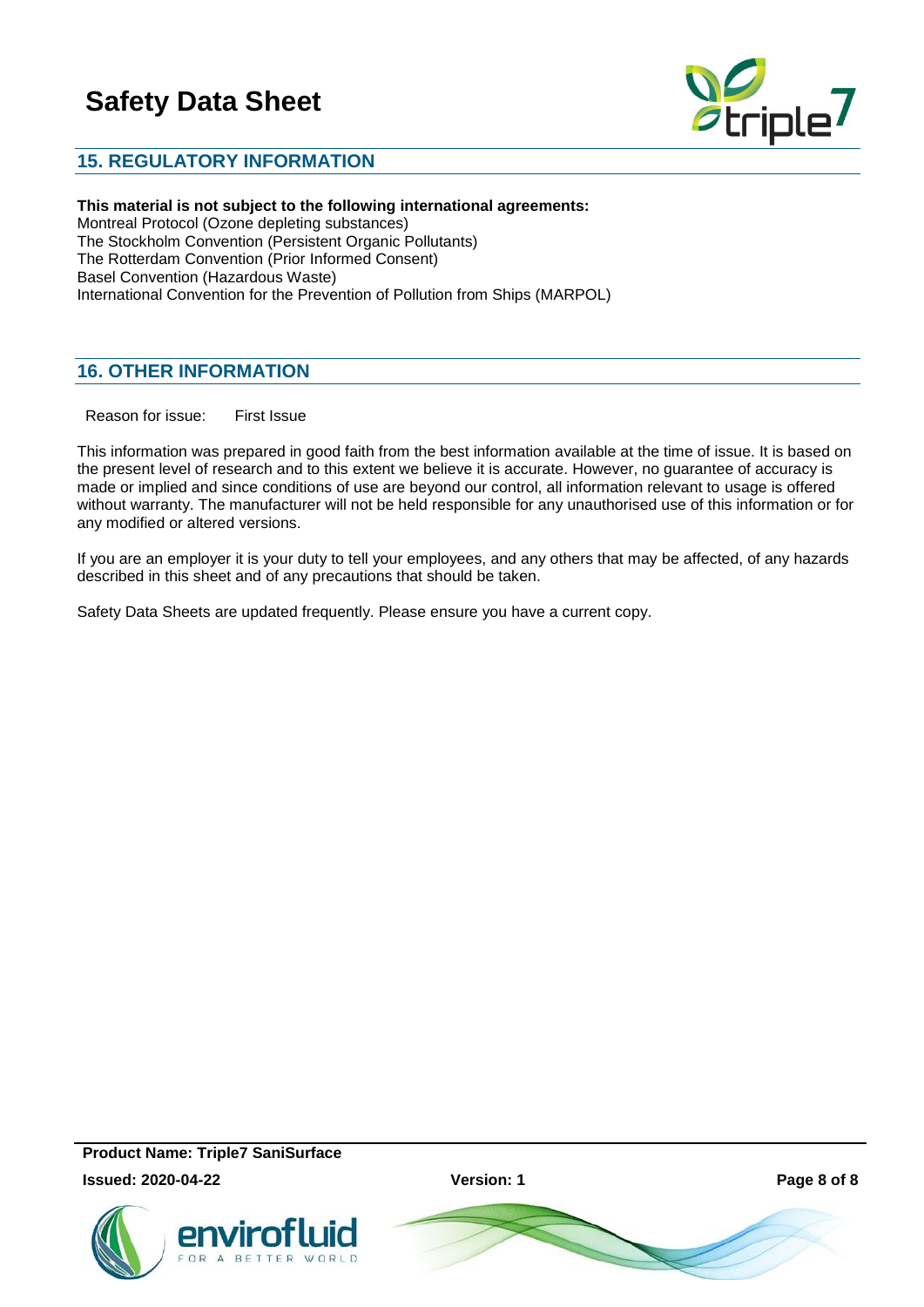## 15. REGULATORY INFORMATION

**This material is not subject to the following international agreements:**
Montreal Protocol (Ozone depleting substances)
The Stockholm Convention (Persistent Organic Pollutants)
The Rotterdam Convention (Prior Informed Consent)
Basel Convention (Hazardous Waste)
International Convention for the Prevention of Pollution from Ships (MARPOL)

## 16. OTHER INFORMATION

Reason for issue: First Issue

This information was prepared in good faith from the best information available at the time of issue. It is based on the present level of research and to this extent we believe it is accurate. However, no guarantee of accuracy is made or implied and since conditions of use are beyond our control, all information relevant to usage is offered without warranty. The manufacturer will not be held responsible for any unauthorised use of this information or for any modified or altered versions.

If you are an employer it is your duty to tell your employees, and any others that may be affected, of any hazards described in this sheet and of any precautions that should be taken.

Safety Data Sheets are updated frequently. Please ensure you have a current copy.